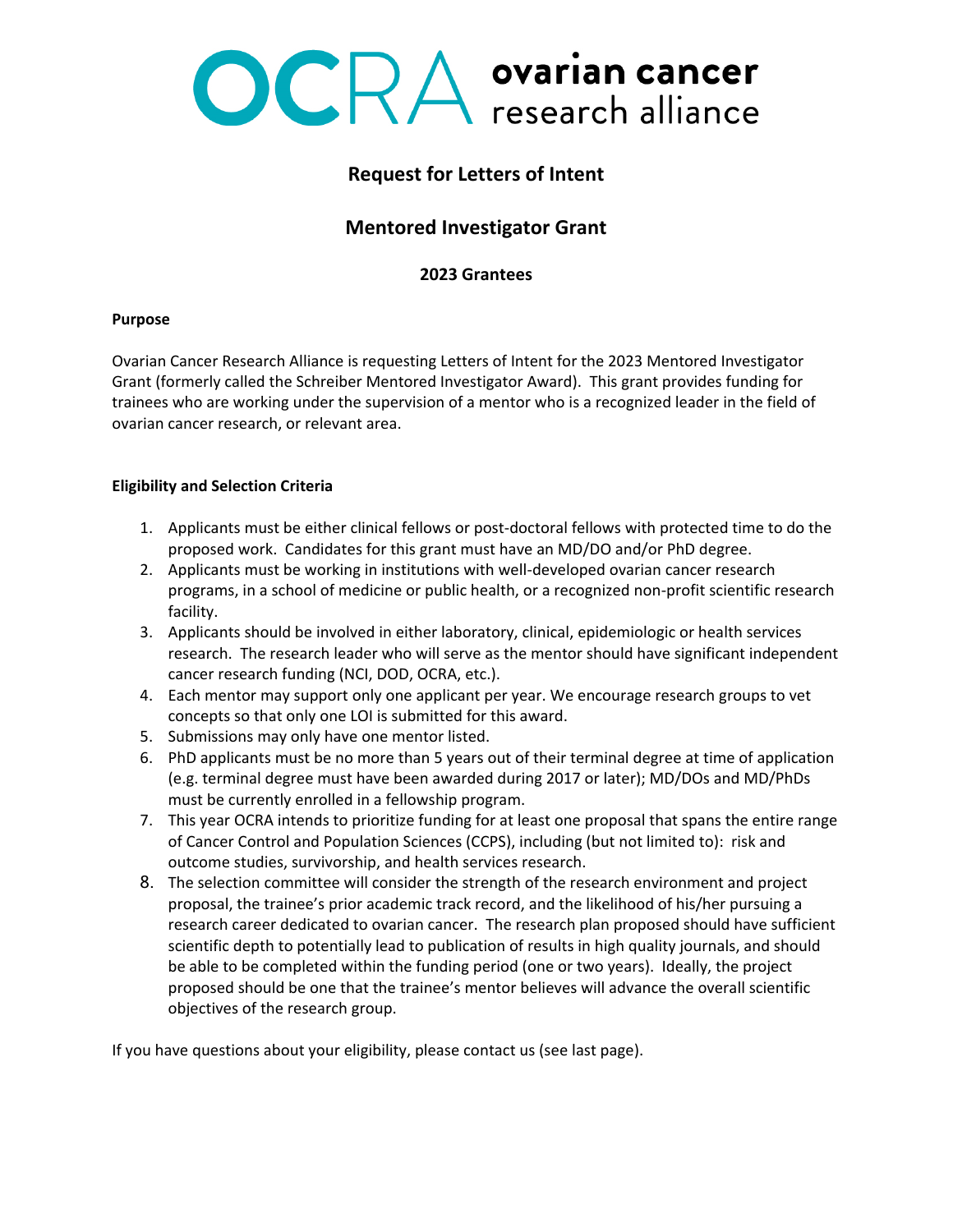# OCRA ovarian cancer research alliance

## Request for Letters of Intent

## Mentored Investigator Grant

### 2023 Grantees

**Purpose**

Ovarian Cancer Research Alliance is requesting Letters of Intent for the 2023 Mentored Investigator Grant (formerly called the Schreiber Mentored Investigator Award). This grant provides funding for trainees who are working under the supervision of a mentor who is a recognized leader in the field of ovarian cancer research, or relevant area.

**Eligibility and Selection Criteria**

1. Applicants must be either clinical fellows or post-doctoral fellows with protected time to do the proposed work. Candidates for this grant must have an MD/DO and/or PhD degree.
2. Applicants must be working in institutions with well-developed ovarian cancer research programs, in a school of medicine or public health, or a recognized non-profit scientific research facility.
3. Applicants should be involved in either laboratory, clinical, epidemiologic or health services research. The research leader who will serve as the mentor should have significant independent cancer research funding (NCI, DOD, OCRA, etc.).
4. Each mentor may support only one applicant per year. We encourage research groups to vet concepts so that only one LOI is submitted for this award.
5. Submissions may only have one mentor listed.
6. PhD applicants must be no more than 5 years out of their terminal degree at time of application (e.g. terminal degree must have been awarded during 2017 or later); MD/DOs and MD/PhDs must be currently enrolled in a fellowship program.
7. This year OCRA intends to prioritize funding for at least one proposal that spans the entire range of Cancer Control and Population Sciences (CCPS), including (but not limited to): risk and outcome studies, survivorship, and health services research.
8. The selection committee will consider the strength of the research environment and project proposal, the trainee's prior academic track record, and the likelihood of his/her pursuing a research career dedicated to ovarian cancer. The research plan proposed should have sufficient scientific depth to potentially lead to publication of results in high quality journals, and should be able to be completed within the funding period (one or two years). Ideally, the project proposed should be one that the trainee's mentor believes will advance the overall scientific objectives of the research group.

If you have questions about your eligibility, please contact us (see last page).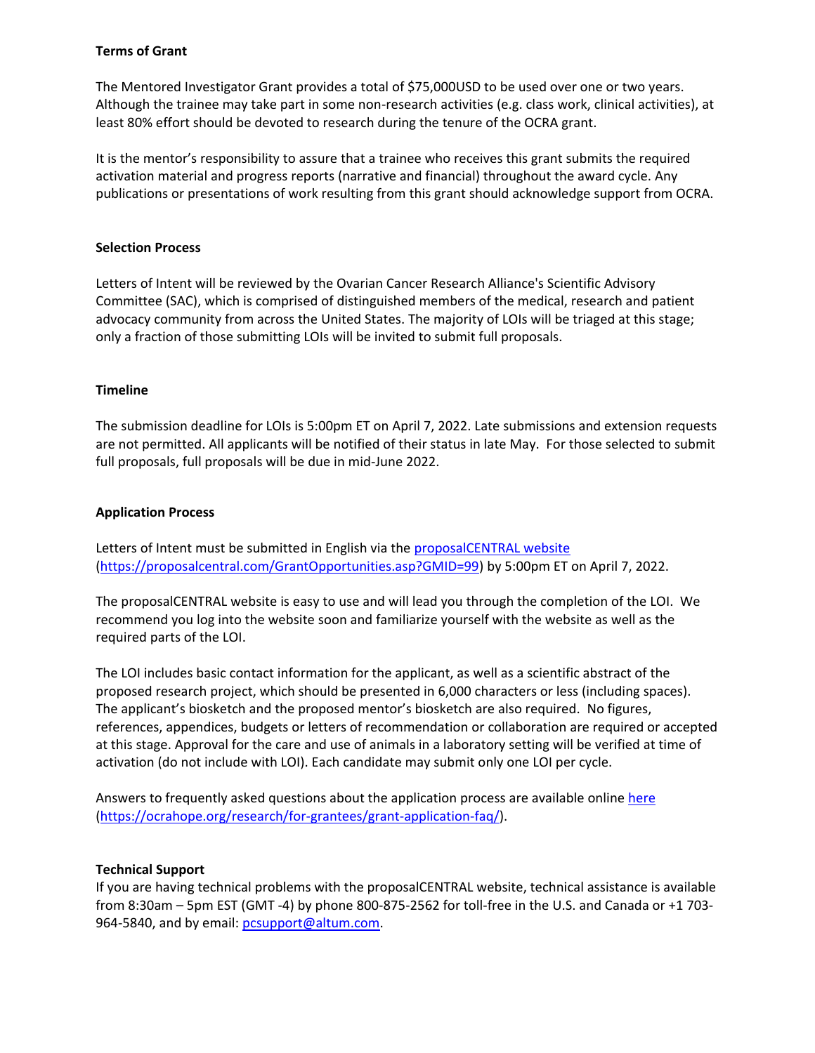**Terms of Grant**

The Mentored Investigator Grant provides a total of $75,000USD to be used over one or two years. Although the trainee may take part in some non-research activities (e.g. class work, clinical activities), at least 80% effort should be devoted to research during the tenure of the OCRA grant.

It is the mentor's responsibility to assure that a trainee who receives this grant submits the required activation material and progress reports (narrative and financial) throughout the award cycle. Any publications or presentations of work resulting from this grant should acknowledge support from OCRA.

**Selection Process**

Letters of Intent will be reviewed by the Ovarian Cancer Research Alliance's Scientific Advisory Committee (SAC), which is comprised of distinguished members of the medical, research and patient advocacy community from across the United States. The majority of LOIs will be triaged at this stage; only a fraction of those submitting LOIs will be invited to submit full proposals.

**Timeline**

The submission deadline for LOIs is 5:00pm ET on April 7, 2022. Late submissions and extension requests are not permitted. All applicants will be notified of their status in late May. For those selected to submit full proposals, full proposals will be due in mid-June 2022.

**Application Process**

Letters of Intent must be submitted in English via the [proposalCENTRAL website](https://proposalcentral.com/GrantOpportunities.asp?GMID=99) (https://proposalcentral.com/GrantOpportunities.asp?GMID=99) by 5:00pm ET on April 7, 2022.

The proposalCENTRAL website is easy to use and will lead you through the completion of the LOI. We recommend you log into the website soon and familiarize yourself with the website as well as the required parts of the LOI.

The LOI includes basic contact information for the applicant, as well as a scientific abstract of the proposed research project, which should be presented in 6,000 characters or less (including spaces). The applicant's biosketch and the proposed mentor's biosketch are also required. No figures, references, appendices, budgets or letters of recommendation or collaboration are required or accepted at this stage. Approval for the care and use of animals in a laboratory setting will be verified at time of activation (do not include with LOI). Each candidate may submit only one LOI per cycle.

Answers to frequently asked questions about the application process are available online [here](https://ocrahope.org/research/for-grantees/grant-application-faq/) (https://ocrahope.org/research/for-grantees/grant-application-faq/).

**Technical Support**

If you are having technical problems with the proposalCENTRAL website, technical assistance is available from 8:30am – 5pm EST (GMT -4) by phone 800-875-2562 for toll-free in the U.S. and Canada or +1 703-964-5840, and by email: pcsupport@altum.com.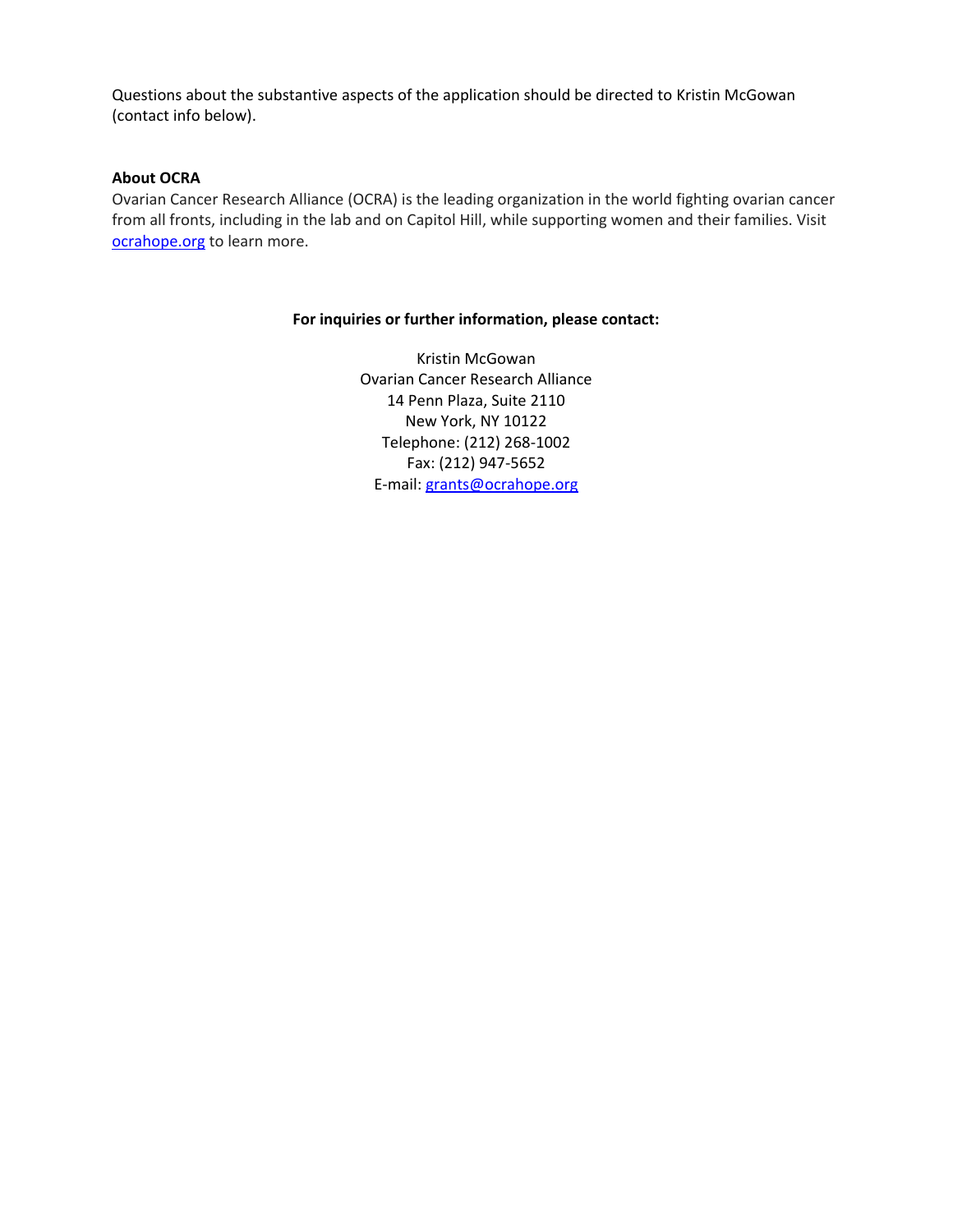Questions about the substantive aspects of the application should be directed to Kristin McGowan (contact info below).

**About OCRA**

Ovarian Cancer Research Alliance (OCRA) is the leading organization in the world fighting ovarian cancer from all fronts, including in the lab and on Capitol Hill, while supporting women and their families. Visit [ocrahope.org](http://ocrahope.org) to learn more.

**For inquiries or further information, please contact:**

Kristin McGowan
Ovarian Cancer Research Alliance
14 Penn Plaza, Suite 2110
New York, NY 10122
Telephone: (212) 268-1002
Fax: (212) 947-5652
E-mail: [grants@ocrahope.org](mailto:grants@ocrahope.org)